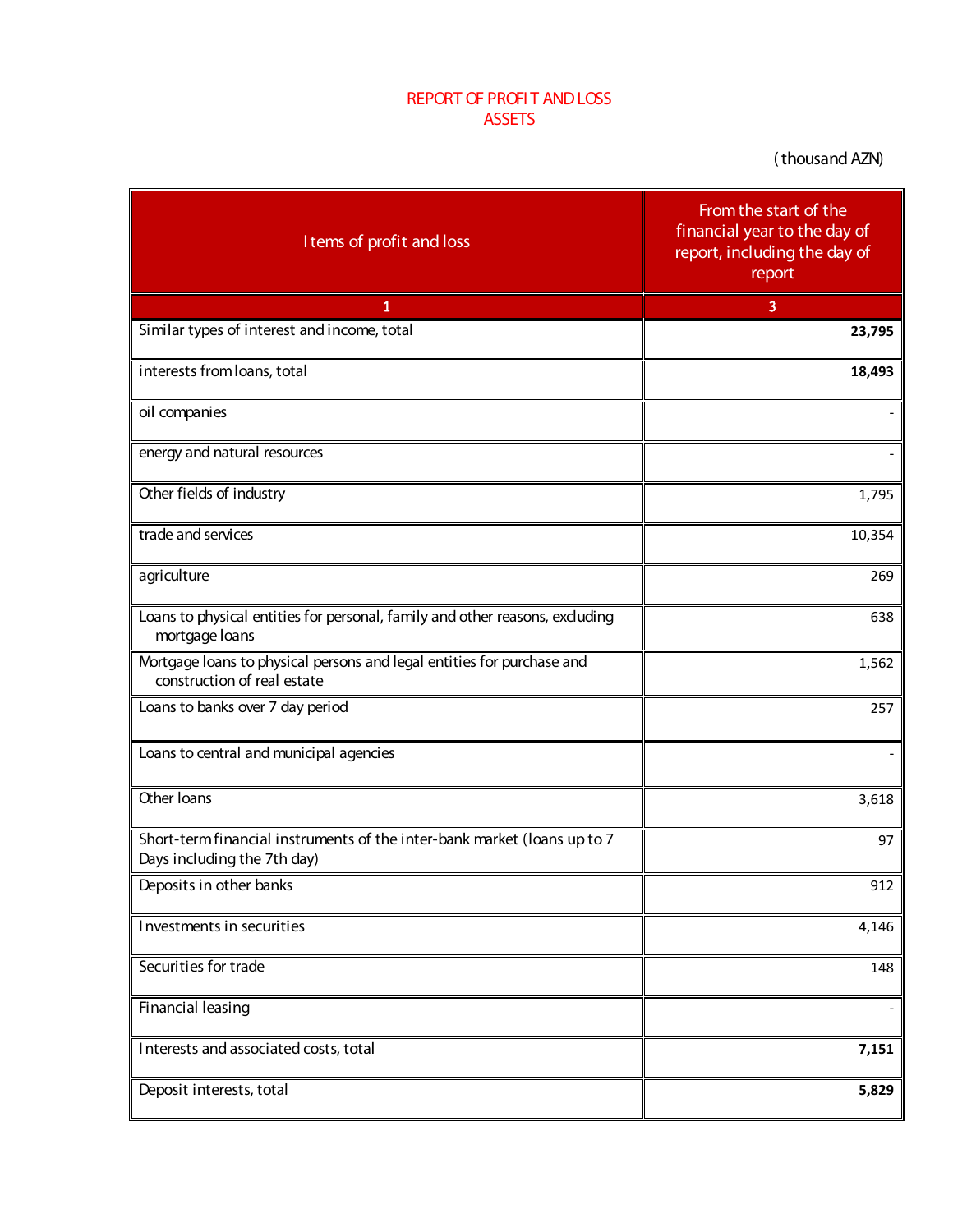# REPORT OF PROFIT AND LOSS
## ASSETS

(thousand AZN)

| Items of profit and loss | From the start of the financial year to the day of report, including the day of report |
|---|---|
| 1 | 3 |
| Similar types of interest and income, total | **23,795** |
| interests from loans, total | **18,493** |
| oil companies | - |
| energy and natural resources | - |
| Other fields of industry | 1,795 |
| trade and services | 10,354 |
| agriculture | 269 |
| Loans to physical entities for personal, family and other reasons, excluding mortgage loans | 638 |
| Mortgage loans to physical persons and legal entities for purchase and construction of real estate | 1,562 |
| Loans to banks over 7 day period | 257 |
| Loans to central and municipal agencies | - |
| Other loans | 3,618 |
| Short-term financial instruments of the inter-bank market (loans up to 7 Days including the 7th day) | 97 |
| Deposits in other banks | 912 |
| Investments in securities | 4,146 |
| Securities for trade | 148 |
| Financial leasing | - |
| Interests and associated costs, total | **7,151** |
| Deposit interests, total | **5,829** |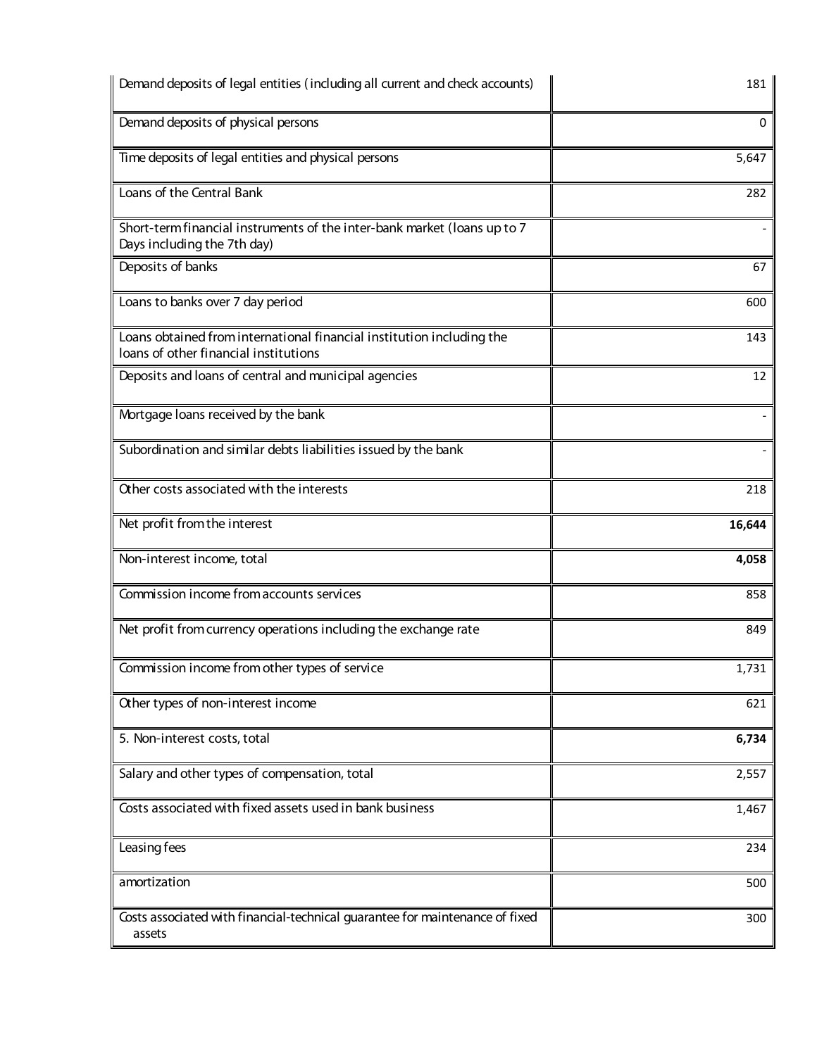| | |
|---|---|
| Demand deposits of legal entities (including all current and check accounts) | 181 |
| Demand deposits of physical persons | 0 |
| Time deposits of legal entities and physical persons | 5,647 |
| Loans of the Central Bank | 282 |
| Short-term financial instruments of the inter-bank market (loans up to 7 Days including the 7th day) | - |
| Deposits of banks | 67 |
| Loans to banks over 7 day period | 600 |
| Loans obtained from international financial institution including the loans of other financial institutions | 143 |
| Deposits and loans of central and municipal agencies | 12 |
| Mortgage loans received by the bank | - |
| Subordination and similar debts liabilities issued by the bank | - |
| Other costs associated with the interests | 218 |
| Net profit from the interest | **16,644** |
| Non-interest income, total | **4,058** |
| Commission income from accounts services | 858 |
| Net profit from currency operations including the exchange rate | 849 |
| Commission income from other types of service | 1,731 |
| Other types of non-interest income | 621 |
| 5. Non-interest costs, total | **6,734** |
| Salary and other types of compensation, total | 2,557 |
| Costs associated with fixed assets used in bank business | 1,467 |
| Leasing fees | 234 |
| amortization | 500 |
| Costs associated with financial-technical guarantee for maintenance of fixed assets | 300 |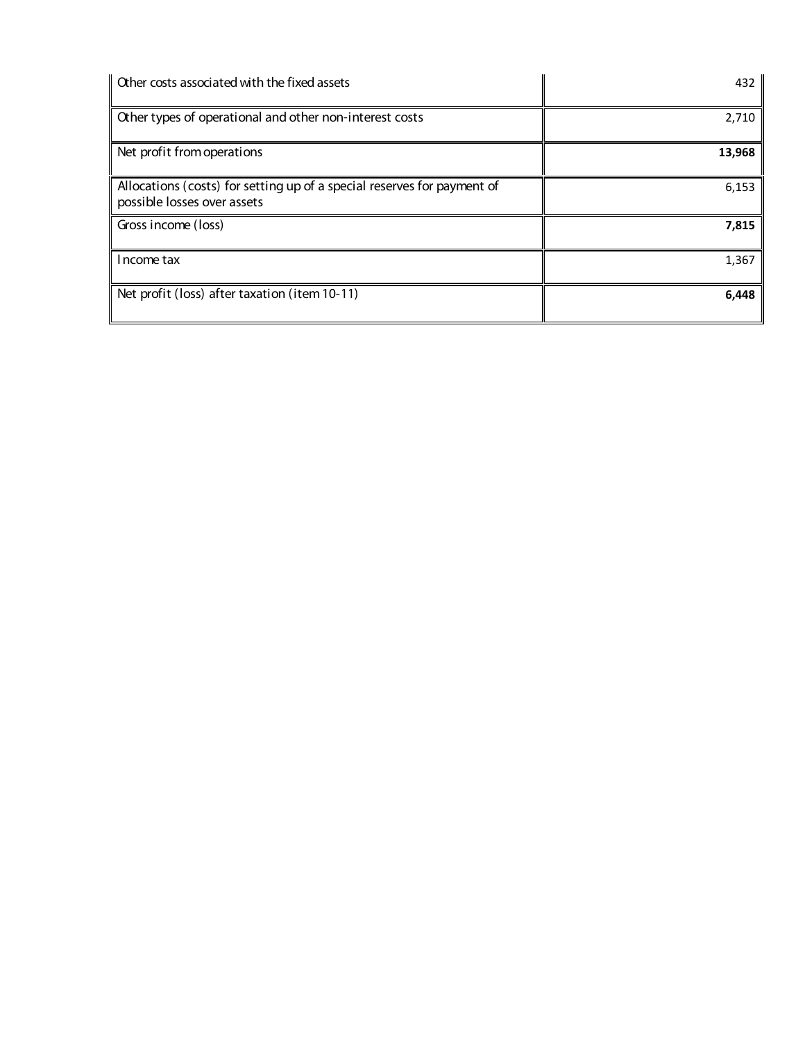| | |
|---|---|
| Other costs associated with the fixed assets | 432 |
| Other types of operational and other non-interest costs | 2,710 |
| Net profit from operations | **13,968** |
| Allocations (costs) for setting up of a special reserves for payment of possible losses over assets | 6,153 |
| Gross income (loss) | **7,815** |
| Income tax | 1,367 |
| Net profit (loss) after taxation (item 10-11) | **6,448** |